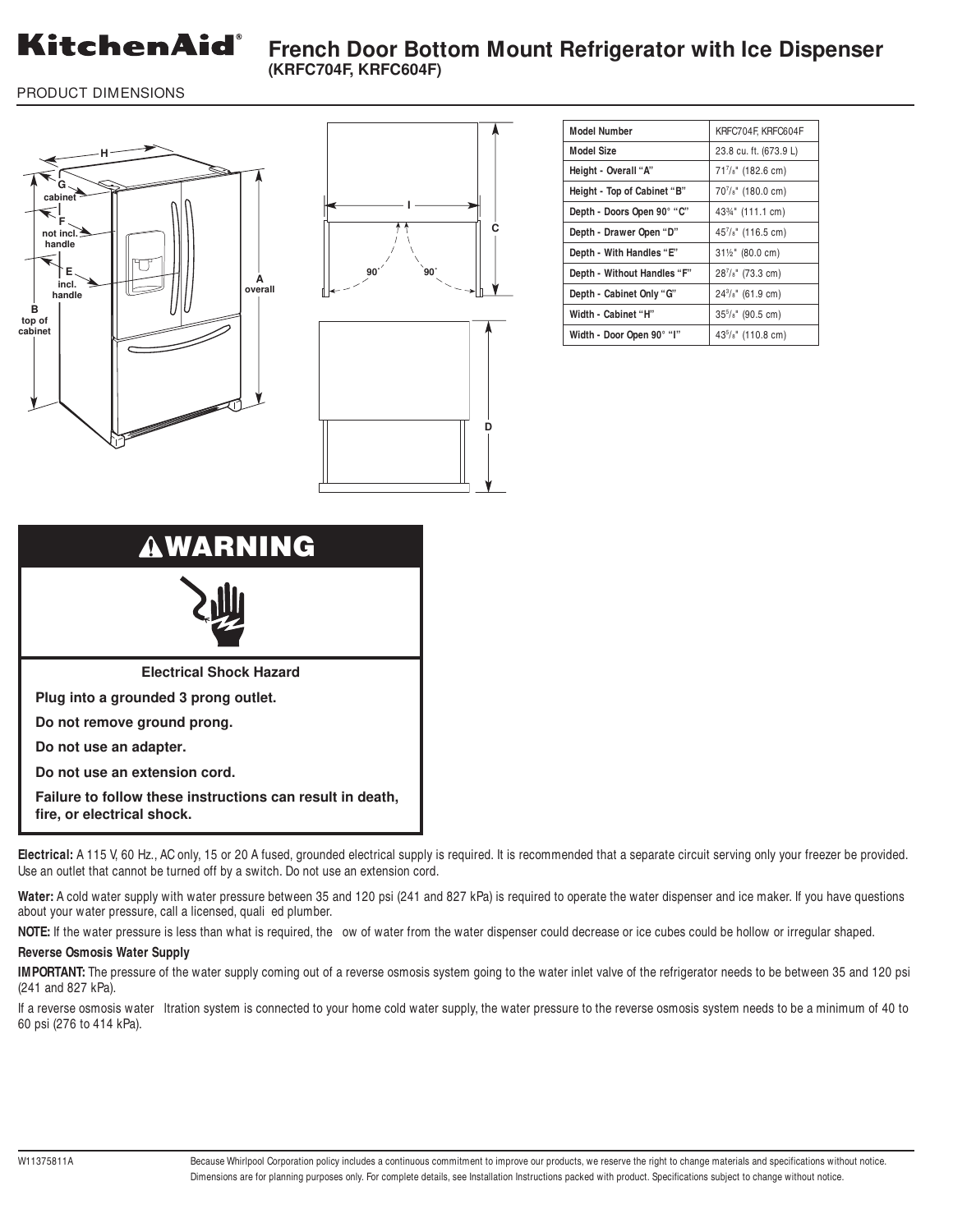# KitchenAid®

## French Door Bottom Mount Refrigerator with Ice Dispenser

**(KRFC704F, KRFC604F)**

PRODUCT DIMENSIONS

| Model Number | KRFC704F, KRFC604F |
|---|---|
| Model Size | 23.8 cu. ft. (673.9 L) |
| Height - Overall "A" | 71⁷/₈" (182.6 cm) |
| Height - Top of Cabinet "B" | 70⁷/₈" (180.0 cm) |
| Depth - Doors Open 90° "C" | 43¾" (111.1 cm) |
| Depth - Drawer Open "D" | 45⁷/₈" (116.5 cm) |
| Depth - With Handles "E" | 31½" (80.0 cm) |
| Depth - Without Handles "F" | 28⁷/₈" (73.3 cm) |
| Depth - Cabinet Only "G" | 24³/₈" (61.9 cm) |
| Width - Cabinet "H" | 35⁵/₈" (90.5 cm) |
| Width - Door Open 90° "I" | 43⁵/₈" (110.8 cm) |

## ⚠WARNING

**Electrical Shock Hazard**

**Plug into a grounded 3 prong outlet.**

**Do not remove ground prong.**

**Do not use an adapter.**

**Do not use an extension cord.**

**Failure to follow these instructions can result in death, fire, or electrical shock.**

**Electrical:** A 115 V, 60 Hz., AC only, 15 or 20 A fused, grounded electrical supply is required. It is recommended that a separate circuit serving only your freezer be provided. Use an outlet that cannot be turned off by a switch. Do not use an extension cord.

**Water:** A cold water supply with water pressure between 35 and 120 psi (241 and 827 kPa) is required to operate the water dispenser and ice maker. If you have questions about your water pressure, call a licensed, quali ed plumber.

**NOTE:** If the water pressure is less than what is required, the ow of water from the water dispenser could decrease or ice cubes could be hollow or irregular shaped.

**Reverse Osmosis Water Supply**

**IMPORTANT:** The pressure of the water supply coming out of a reverse osmosis system going to the water inlet valve of the refrigerator needs to be between 35 and 120 psi (241 and 827 kPa).

If a reverse osmosis water ltration system is connected to your home cold water supply, the water pressure to the reverse osmosis system needs to be a minimum of 40 to 60 psi (276 to 414 kPa).

W11375811A

Because Whirlpool Corporation policy includes a continuous commitment to improve our products, we reserve the right to change materials and specifications without notice. Dimensions are for planning purposes only. For complete details, see Installation Instructions packed with product. Specifications subject to change without notice.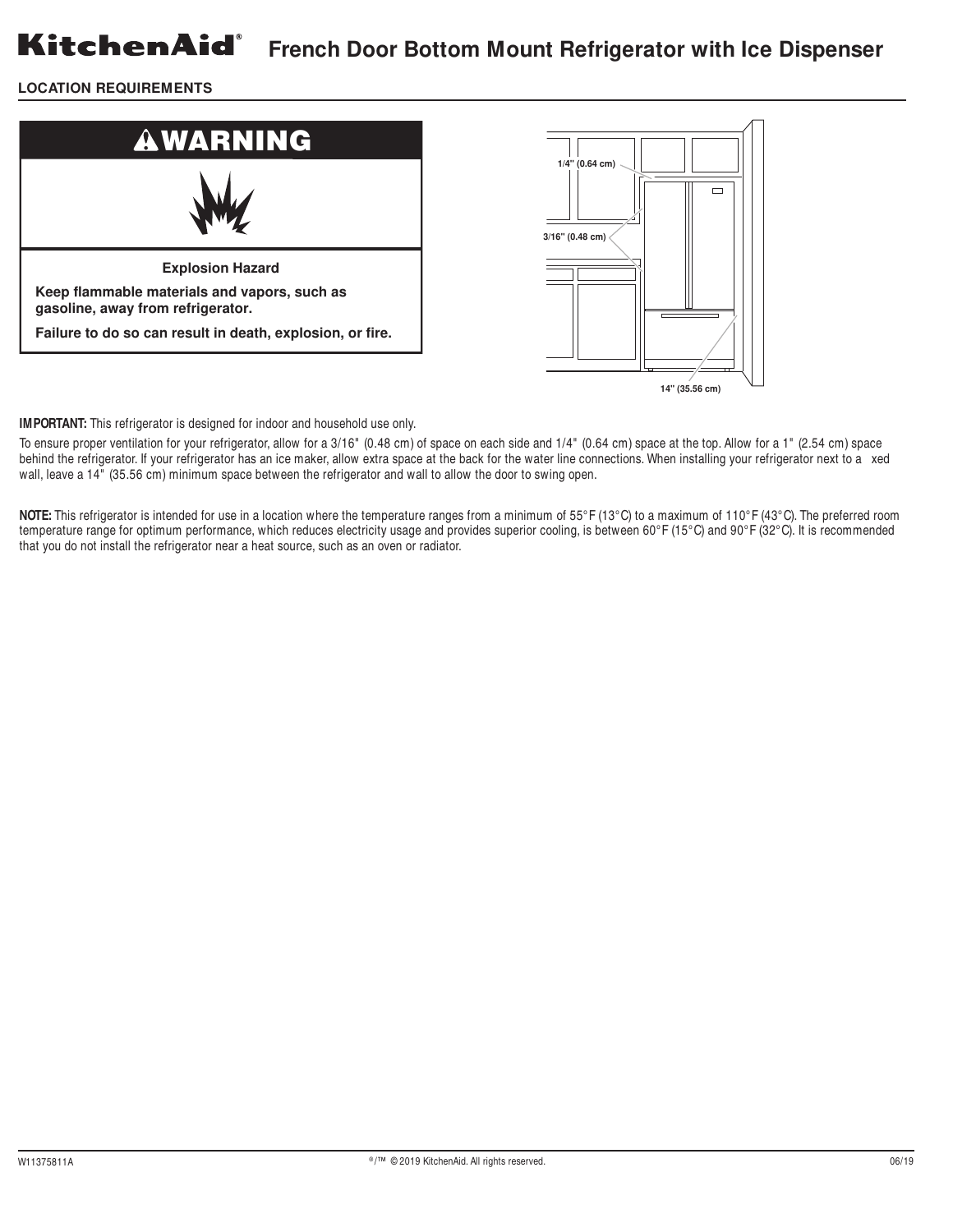# KitchenAid® French Door Bottom Mount Refrigerator with Ice Dispenser

## LOCATION REQUIREMENTS

**⚠WARNING**

**Explosion Hazard**

**Keep flammable materials and vapors, such as gasoline, away from refrigerator.**

**Failure to do so can result in death, explosion, or fire.**

1/4" (0.64 cm)

3/16" (0.48 cm)

14" (35.56 cm)

**IMPORTANT:** This refrigerator is designed for indoor and household use only.

To ensure proper ventilation for your refrigerator, allow for a 3/16" (0.48 cm) of space on each side and 1/4" (0.64 cm) space at the top. Allow for a 1" (2.54 cm) space behind the refrigerator. If your refrigerator has an ice maker, allow extra space at the back for the water line connections. When installing your refrigerator next to a xed wall, leave a 14" (35.56 cm) minimum space between the refrigerator and wall to allow the door to swing open.

**NOTE:** This refrigerator is intended for use in a location where the temperature ranges from a minimum of 55°F (13°C) to a maximum of 110°F (43°C). The preferred room temperature range for optimum performance, which reduces electricity usage and provides superior cooling, is between 60°F (15°C) and 90°F (32°C). It is recommended that you do not install the refrigerator near a heat source, such as an oven or radiator.

W11375811A ®/™ © 2019 KitchenAid. All rights reserved. 06/19